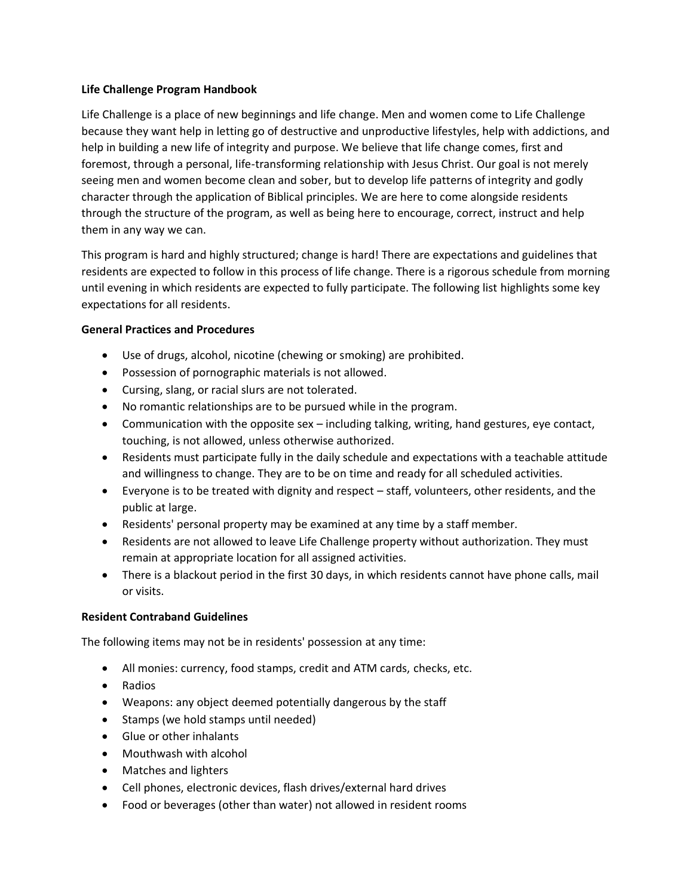# Life Challenge Program Handbook

Life Challenge is a place of new beginnings and life change. Men and women come to Life Challenge because they want help in letting go of destructive and unproductive lifestyles, help with addictions, and help in building a new life of integrity and purpose. We believe that life change comes, first and foremost, through a personal, life-transforming relationship with Jesus Christ. Our goal is not merely seeing men and women become clean and sober, but to develop life patterns of integrity and godly character through the application of Biblical principles. We are here to come alongside residents through the structure of the program, as well as being here to encourage, correct, instruct and help them in any way we can.

This program is hard and highly structured; change is hard! There are expectations and guidelines that residents are expected to follow in this process of life change. There is a rigorous schedule from morning until evening in which residents are expected to fully participate. The following list highlights some key expectations for all residents.

## General Practices and Procedures

- Use of drugs, alcohol, nicotine (chewing or smoking) are prohibited.
- Possession of pornographic materials is not allowed.
- Cursing, slang, or racial slurs are not tolerated.
- No romantic relationships are to be pursued while in the program.
- Communication with the opposite sex – including talking, writing, hand gestures, eye contact, touching, is not allowed, unless otherwise authorized.
- Residents must participate fully in the daily schedule and expectations with a teachable attitude and willingness to change. They are to be on time and ready for all scheduled activities.
- Everyone is to be treated with dignity and respect – staff, volunteers, other residents, and the public at large.
- Residents' personal property may be examined at any time by a staff member.
- Residents are not allowed to leave Life Challenge property without authorization. They must remain at appropriate location for all assigned activities.
- There is a blackout period in the first 30 days, in which residents cannot have phone calls, mail or visits.

## Resident Contraband Guidelines

The following items may not be in residents' possession at any time:

- All monies: currency, food stamps, credit and ATM cards, checks, etc.
- Radios
- Weapons: any object deemed potentially dangerous by the staff
- Stamps (we hold stamps until needed)
- Glue or other inhalants
- Mouthwash with alcohol
- Matches and lighters
- Cell phones, electronic devices, flash drives/external hard drives
- Food or beverages (other than water) not allowed in resident rooms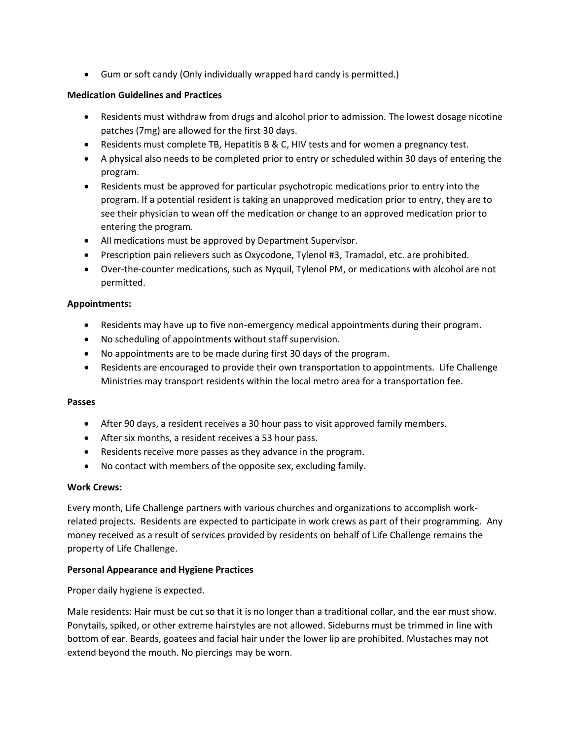- Gum or soft candy (Only individually wrapped hard candy is permitted.)

**Medication Guidelines and Practices**

- Residents must withdraw from drugs and alcohol prior to admission. The lowest dosage nicotine patches (7mg) are allowed for the first 30 days.
- Residents must complete TB, Hepatitis B & C, HIV tests and for women a pregnancy test.
- A physical also needs to be completed prior to entry or scheduled within 30 days of entering the program.
- Residents must be approved for particular psychotropic medications prior to entry into the program. If a potential resident is taking an unapproved medication prior to entry, they are to see their physician to wean off the medication or change to an approved medication prior to entering the program.
- All medications must be approved by Department Supervisor.
- Prescription pain relievers such as Oxycodone, Tylenol #3, Tramadol, etc. are prohibited.
- Over-the-counter medications, such as Nyquil, Tylenol PM, or medications with alcohol are not permitted.

**Appointments:**

- Residents may have up to five non-emergency medical appointments during their program.
- No scheduling of appointments without staff supervision.
- No appointments are to be made during first 30 days of the program.
- Residents are encouraged to provide their own transportation to appointments. Life Challenge Ministries may transport residents within the local metro area for a transportation fee.

**Passes**

- After 90 days, a resident receives a 30 hour pass to visit approved family members.
- After six months, a resident receives a 53 hour pass.
- Residents receive more passes as they advance in the program.
- No contact with members of the opposite sex, excluding family.

**Work Crews:**

Every month, Life Challenge partners with various churches and organizations to accomplish work-related projects. Residents are expected to participate in work crews as part of their programming. Any money received as a result of services provided by residents on behalf of Life Challenge remains the property of Life Challenge.

**Personal Appearance and Hygiene Practices**

Proper daily hygiene is expected.

Male residents: Hair must be cut so that it is no longer than a traditional collar, and the ear must show. Ponytails, spiked, or other extreme hairstyles are not allowed. Sideburns must be trimmed in line with bottom of ear. Beards, goatees and facial hair under the lower lip are prohibited. Mustaches may not extend beyond the mouth. No piercings may be worn.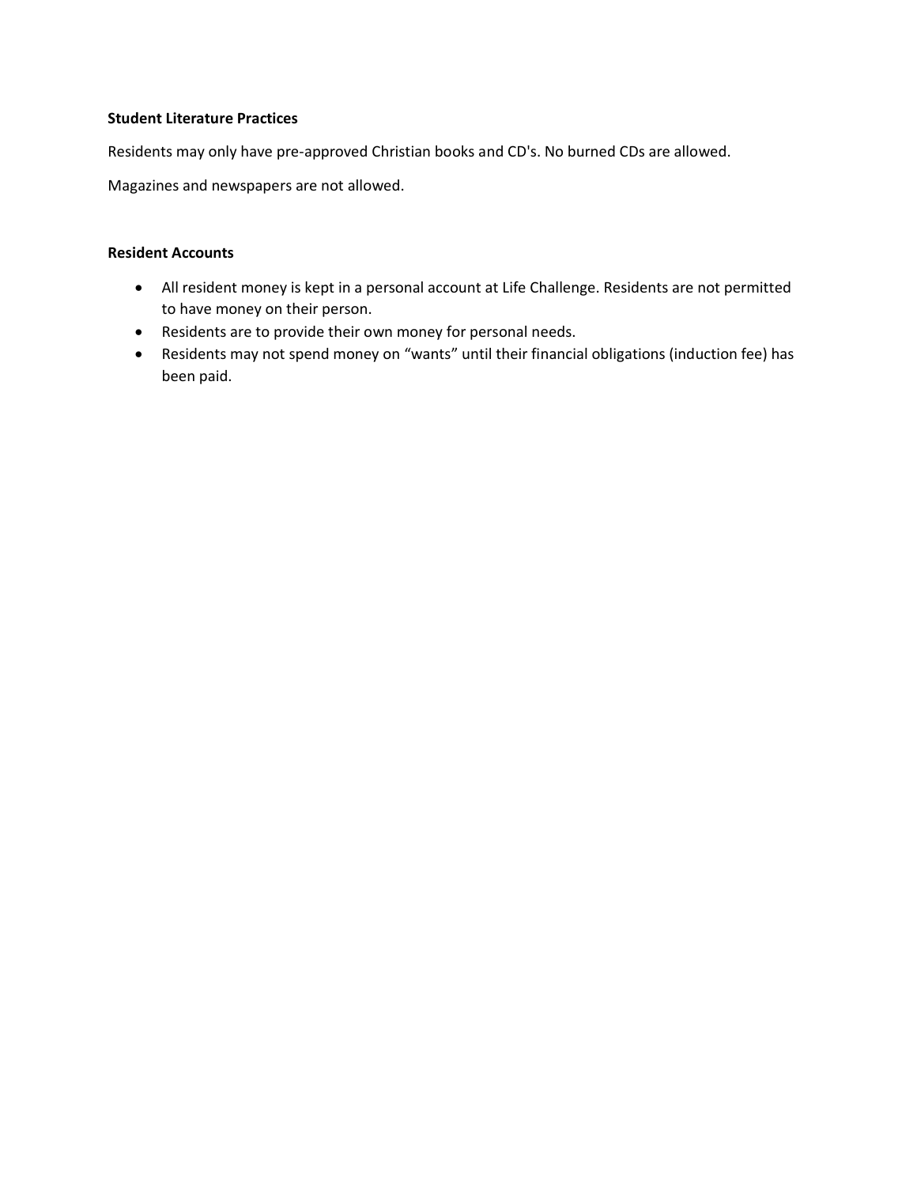**Student Literature Practices**

Residents may only have pre-approved Christian books and CD's. No burned CDs are allowed.

Magazines and newspapers are not allowed.

**Resident Accounts**

- All resident money is kept in a personal account at Life Challenge. Residents are not permitted to have money on their person.
- Residents are to provide their own money for personal needs.
- Residents may not spend money on "wants" until their financial obligations (induction fee) has been paid.